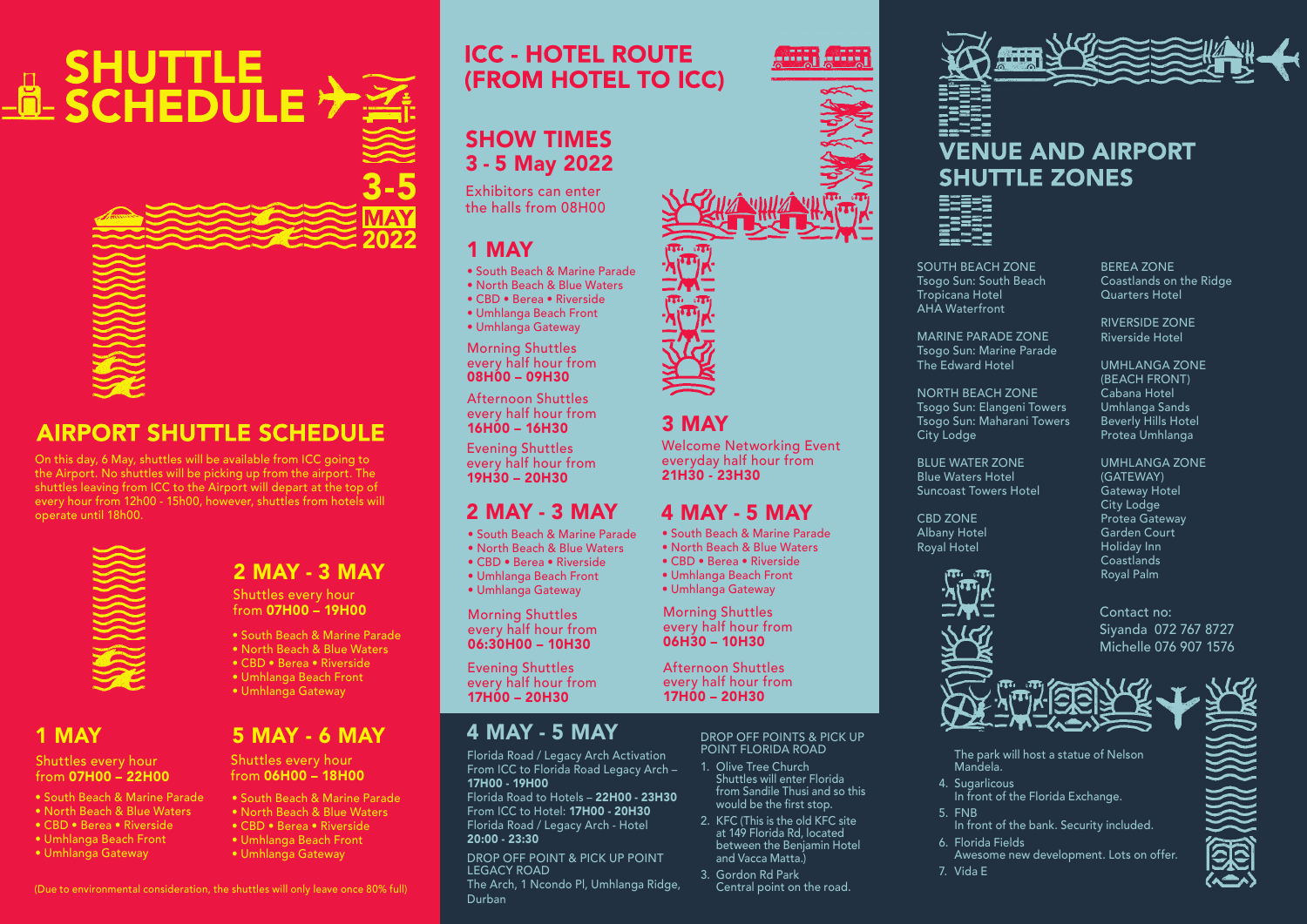# SHUTTLE SCHEDULE

3-5 MAY 2022

## AIRPORT SHUTTLE SCHEDULE

On this day, 6 May, shuttles will be available from ICC going to the Airport. No shuttles will be picking up from the airport. The shuttles leaving from ICC to the Airport will depart at the top of every hour from 12h00 - 15h00, however, shuttles from hotels will operate until 18h00.

### 2 MAY - 3 MAY

Shuttles every hour from **07H00 – 19H00**

- South Beach & Marine Parade
- North Beach & Blue Waters
- CBD • Berea • Riverside
- Umhlanga Beach Front
- Umhlanga Gateway

### 1 MAY

Shuttles every hour from **07H00 – 22H00**

- South Beach & Marine Parade
- North Beach & Blue Waters
- CBD • Berea • Riverside
- Umhlanga Beach Front
- Umhlanga Gateway

### 5 MAY - 6 MAY

Shuttles every hour from **06H00 – 18H00**

- South Beach & Marine Parade
- North Beach & Blue Waters
- CBD • Berea • Riverside
- Umhlanga Beach Front
- Umhlanga Gateway

(Due to environmental consideration, the shuttles will only leave once 80% full)

## ICC - HOTEL ROUTE (FROM HOTEL TO ICC)

### SHOW TIMES 3 - 5 May 2022

Exhibitors can enter the halls from 08H00

### 1 MAY

- South Beach & Marine Parade
- North Beach & Blue Waters
- CBD • Berea • Riverside
- Umhlanga Beach Front
- Umhlanga Gateway

Morning Shuttles every half hour from **08H00 – 09H30**

Afternoon Shuttles every half hour from **16H00 – 16H30**

Evening Shuttles every half hour from **19H30 – 20H30**

### 2 MAY - 3 MAY

- South Beach & Marine Parade
- North Beach & Blue Waters
- CBD • Berea • Riverside
- Umhlanga Beach Front
- Umhlanga Gateway

Morning Shuttles every half hour from **06:30H00 – 10H30**

Evening Shuttles every half hour from **17H00 – 20H30**

### 3 MAY

Welcome Networking Event everyday half hour from **21H30 - 23H30**

### 4 MAY - 5 MAY

- South Beach & Marine Parade
- North Beach & Blue Waters
- CBD • Berea • Riverside
- Umhlanga Beach Front
- Umhlanga Gateway

Morning Shuttles every half hour from **06H30 – 10H30**

Afternoon Shuttles every half hour from **17H00 – 20H30**

### 4 MAY - 5 MAY

Florida Road / Legacy Arch Activation
From ICC to Florida Road Legacy Arch – **17H00 - 19H00**
Florida Road to Hotels – **22H00 - 23H30**
From ICC to Hotel: **17H00 - 20H30**
Florida Road / Legacy Arch - Hotel **20:00 - 23:30**

DROP OFF POINT & PICK UP POINT LEGACY ROAD
The Arch, 1 Ncondo Pl, Umhlanga Ridge, Durban

DROP OFF POINTS & PICK UP POINT FLORIDA ROAD

1. Olive Tree Church
   Shuttles will enter Florida from Sandile Thusi and so this would be the first stop.
2. KFC (This is the old KFC site at 149 Florida Rd, located between the Benjamin Hotel and Vacca Matta.)
3. Gordon Rd Park
   Central point on the road.
   The park will host a statue of Nelson Mandela.
4. Sugarlicous
   In front of the Florida Exchange.
5. FNB
   In front of the bank. Security included.
6. Florida Fields
   Awesome new development. Lots on offer.
7. Vida E

## VENUE AND AIRPORT SHUTTLE ZONES

SOUTH BEACH ZONE
Tsogo Sun: South Beach
Tropicana Hotel
AHA Waterfront

MARINE PARADE ZONE
Tsogo Sun: Marine Parade
The Edward Hotel

NORTH BEACH ZONE
Tsogo Sun: Elangeni Towers
Tsogo Sun: Maharani Towers
City Lodge

BLUE WATER ZONE
Blue Waters Hotel
Suncoast Towers Hotel

CBD ZONE
Albany Hotel
Royal Hotel

BEREA ZONE
Coastlands on the Ridge
Quarters Hotel

RIVERSIDE ZONE
Riverside Hotel

UMHLANGA ZONE (BEACH FRONT)
Cabana Hotel
Umhlanga Sands
Beverly Hills Hotel
Protea Umhlanga

UMHLANGA ZONE (GATEWAY)
Gateway Hotel
City Lodge
Protea Gateway
Garden Court
Holiday Inn
Coastlands
Royal Palm

Contact no:
Siyanda 072 767 8727
Michelle 076 907 1576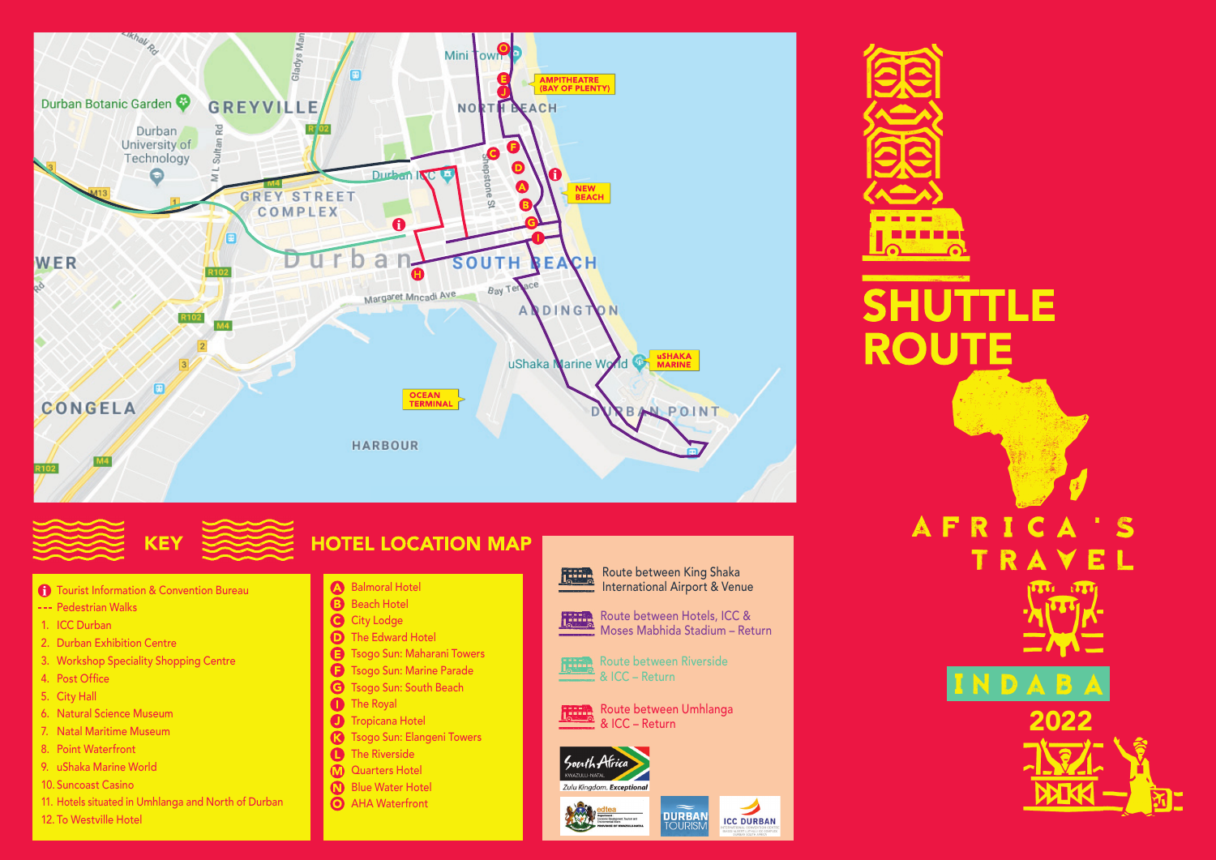# SHUTTLE ROUTE

AFRICA'S TRAVEL INDABA 2022

## KEY

- Tourist Information & Convention Bureau
- --- Pedestrian Walks

1. ICC Durban
2. Durban Exhibition Centre
3. Workshop Speciality Shopping Centre
4. Post Office
5. City Hall
6. Natural Science Museum
7. Natal Maritime Museum
8. Point Waterfront
9. uShaka Marine World
10. Suncoast Casino
11. Hotels situated in Umhlanga and North of Durban
12. To Westville Hotel

## HOTEL LOCATION MAP

- A Balmoral Hotel
- B Beach Hotel
- C City Lodge
- D The Edward Hotel
- E Tsogo Sun: Maharani Towers
- F Tsogo Sun: Marine Parade
- G Tsogo Sun: South Beach
- I The Royal
- J Tropicana Hotel
- K Tsogo Sun: Elangeni Towers
- L The Riverside
- M Quarters Hotel
- N Blue Water Hotel
- O AHA Waterfront

- Route between King Shaka International Airport & Venue
- Route between Hotels, ICC & Moses Mabhida Stadium – Return
- Route between Riverside & ICC – Return
- Route between Umhlanga & ICC – Return

South Africa KWAZULU-NATAL Zulu Kingdom. Exceptional

edtea

DURBAN TOURISM

ICC DURBAN